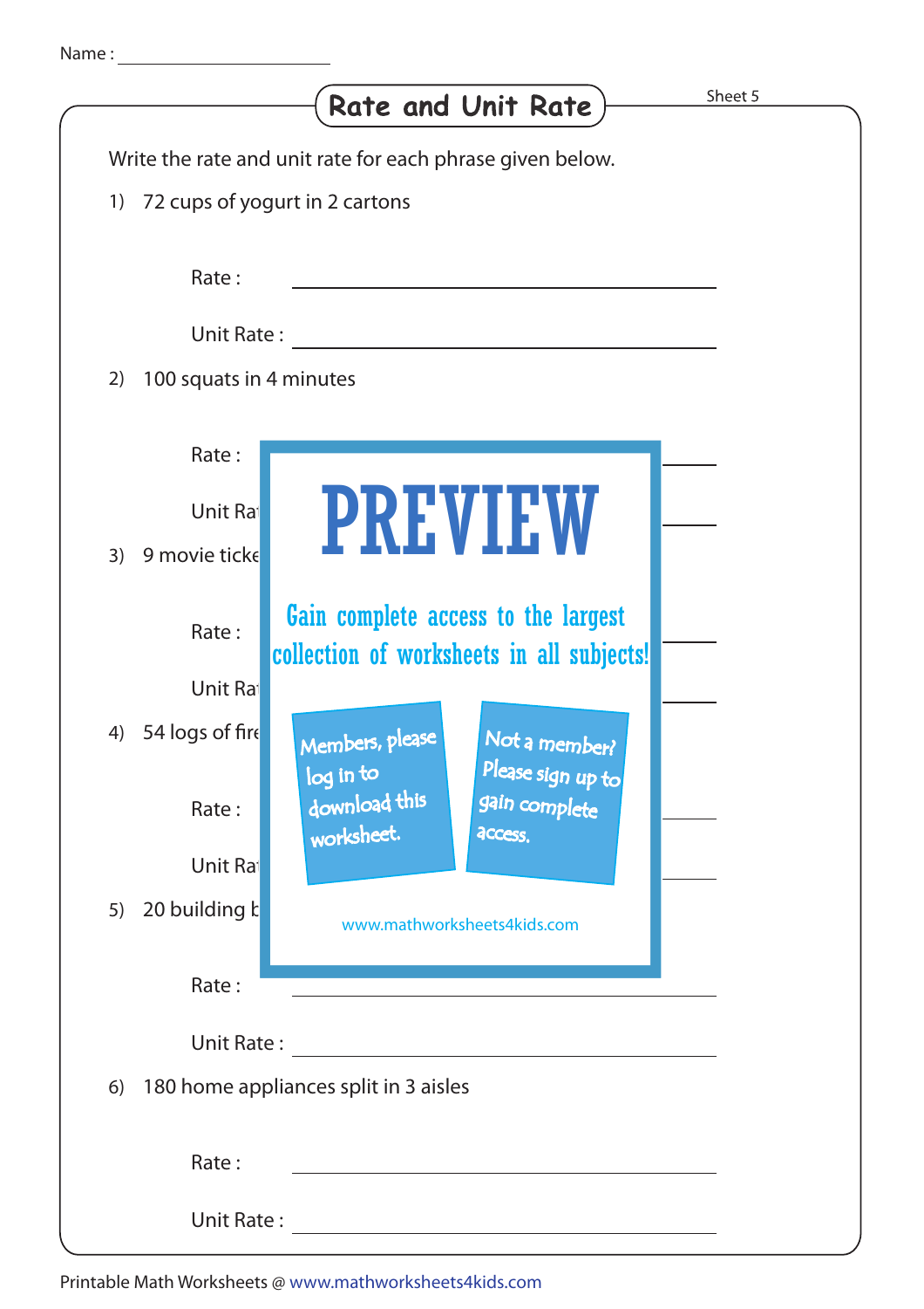Name : ____________________

# Rate and Unit Rate

Write the rate and unit rate for each phrase given below.

1) 72 cups of yogurt in 2 cartons

Rate : ____________________

Unit Rate : ____________________

2) 100 squats in 4 minutes

Rate : ____________________

Unit Ra

3) 9 movie ticke

Rate :

Unit Ra

4) 54 logs of fire

Rate :

Unit Ra

5) 20 building b

PREVIEW

Gain complete access to the largest collection of worksheets in all subjects!

Members, please log in to download this worksheet.

Not a member? Please sign up to gain complete access.

www.mathworksheets4kids.com

Rate : ____________________

Unit Rate : ____________________

6) 180 home appliances split in 3 aisles

Rate : ____________________

Unit Rate : ____________________

Printable Math Worksheets @ www.mathworksheets4kids.com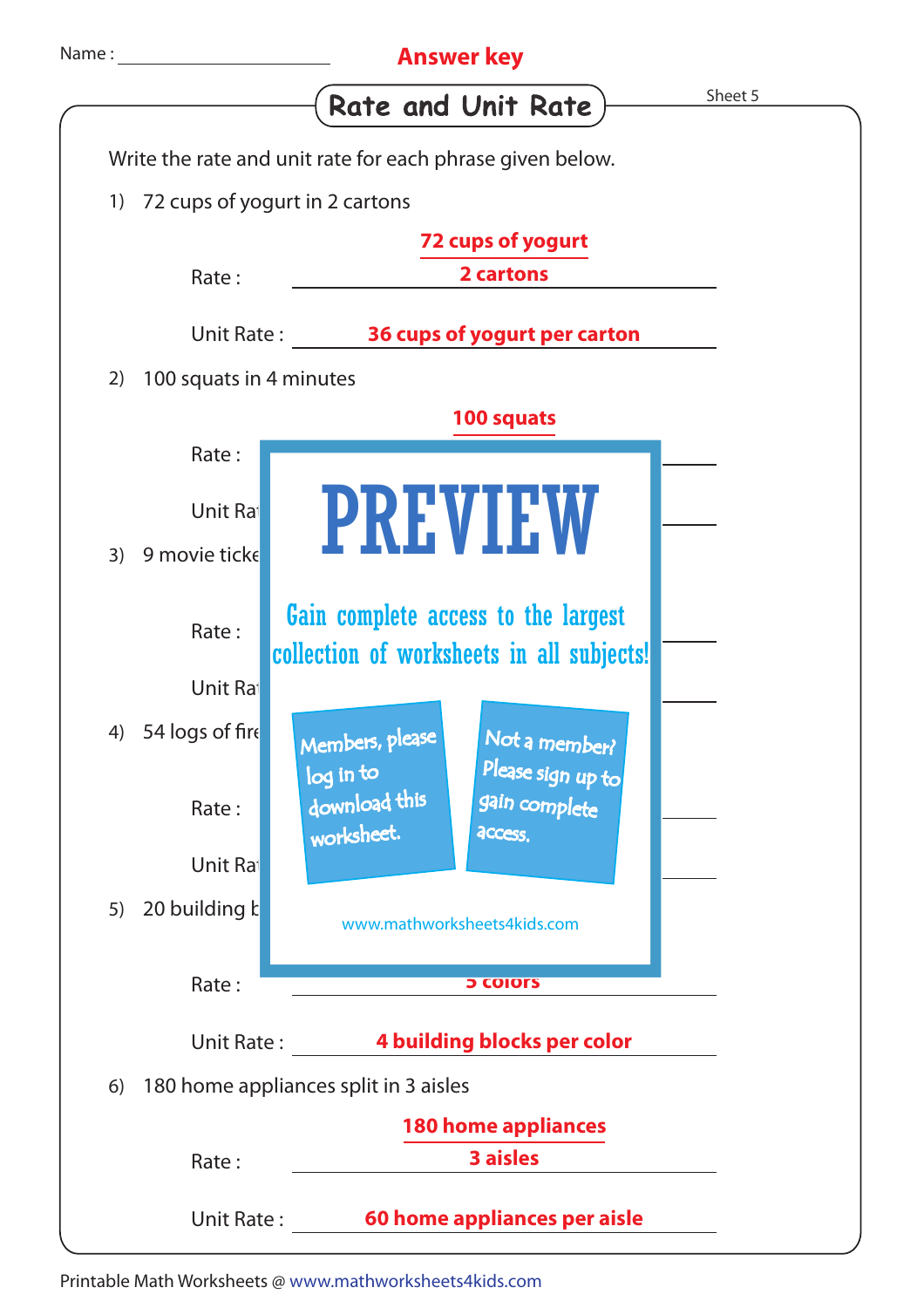Name : ____________________

**Answer key**

# Rate and Unit Rate

Sheet 5

Write the rate and unit rate for each phrase given below.

1) 72 cups of yogurt in 2 cartons

Rate : **72 cups of yogurt / 2 cartons**

Unit Rate : **36 cups of yogurt per carton**

2) 100 squats in 4 minutes

Rate : **100 squats**

Unit Ra

3) 9 movie ticke

Rate :

Unit Ra

4) 54 logs of fire

Rate :

Unit Ra

5) 20 building b

Rate : **5 colors**

Unit Rate : **4 building blocks per color**

6) 180 home appliances split in 3 aisles

Rate : **180 home appliances / 3 aisles**

Unit Rate : **60 home appliances per aisle**

PREVIEW

Gain complete access to the largest collection of worksheets in all subjects!

Members, please log in to download this worksheet.

Not a member? Please sign up to gain complete access.

www.mathworksheets4kids.com

Printable Math Worksheets @ www.mathworksheets4kids.com